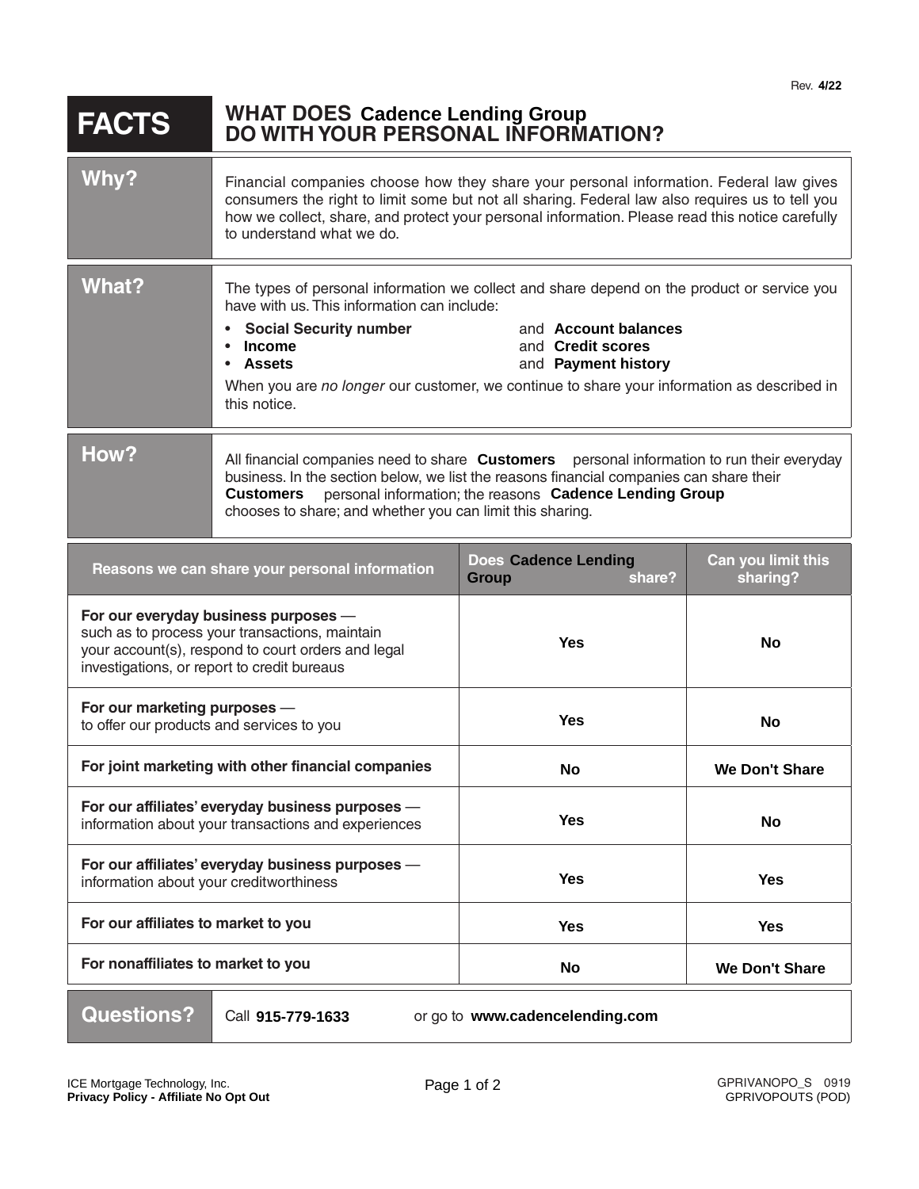Rev. **4/22**

# FACTS — WHAT DOES Cadence Lending Group DO WITH YOUR PERSONAL INFORMATION?

| | |
|---|---|
| **Why?** | Financial companies choose how they share your personal information. Federal law gives consumers the right to limit some but not all sharing. Federal law also requires us to tell you how we collect, share, and protect your personal information. Please read this notice carefully to understand what we do. |
| **What?** | The types of personal information we collect and share depend on the product or service you have with us. This information can include:<br>• **Social Security number** and **Account balances**<br>• **Income** and **Credit scores**<br>• **Assets** and **Payment history**<br>When you are *no longer* our customer, we continue to share your information as described in this notice. |
| **How?** | All financial companies need to share **Customers** personal information to run their everyday business. In the section below, we list the reasons financial companies can share their **Customers** personal information; the reasons **Cadence Lending Group** chooses to share; and whether you can limit this sharing. |

| Reasons we can share your personal information | Does Cadence Lending Group share? | Can you limit this sharing? |
|---|---|---|
| **For our everyday business purposes** — such as to process your transactions, maintain your account(s), respond to court orders and legal investigations, or report to credit bureaus | **Yes** | **No** |
| **For our marketing purposes** — to offer our products and services to you | **Yes** | **No** |
| **For joint marketing with other financial companies** | **No** | **We Don't Share** |
| **For our affiliates' everyday business purposes** — information about your transactions and experiences | **Yes** | **No** |
| **For our affiliates' everyday business purposes** — information about your creditworthiness | **Yes** | **Yes** |
| **For our affiliates to market to you** | **Yes** | **Yes** |
| **For nonaffiliates to market to you** | **No** | **We Don't Share** |

| | |
|---|---|
| **Questions?** | Call **915-779-1633** or go to **www.cadencelending.com** |

ICE Mortgage Technology, Inc.
**Privacy Policy - Affiliate No Opt Out**

GPRIVANOPO_S 0919
GPRIVOPOUTS (POD)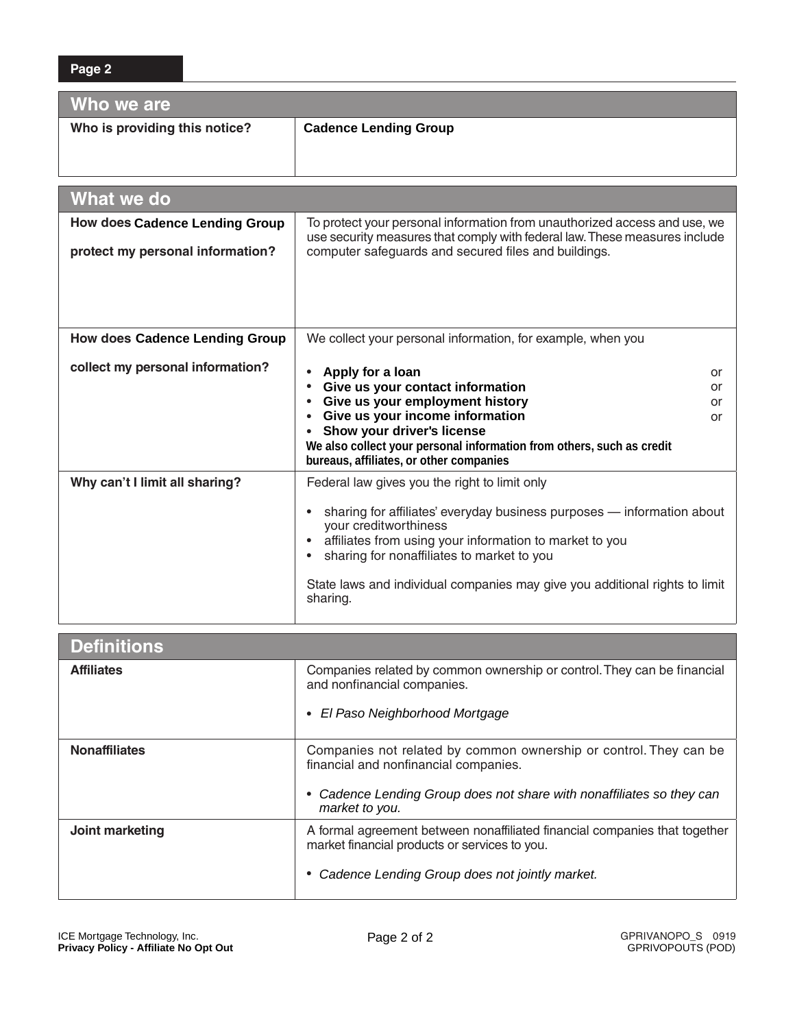| Who we are | |
|---|---|
| **Who is providing this notice?** | **Cadence Lending Group** |

| What we do | |
|---|---|
| **How does Cadence Lending Group protect my personal information?** | To protect your personal information from unauthorized access and use, we use security measures that comply with federal law. These measures include computer safeguards and secured files and buildings. |
| **How does Cadence Lending Group collect my personal information?** | We collect your personal information, for example, when you<br><br>• **Apply for a loan** or<br>• **Give us your contact information** or<br>• **Give us your employment history** or<br>• **Give us your income information** or<br>• **Show your driver's license**<br>**We also collect your personal information from others, such as credit bureaus, affiliates, or other companies** |
| **Why can't I limit all sharing?** | Federal law gives you the right to limit only<br><br>• sharing for affiliates' everyday business purposes — information about your creditworthiness<br>• affiliates from using your information to market to you<br>• sharing for nonaffiliates to market to you<br><br>State laws and individual companies may give you additional rights to limit sharing. |

| Definitions | |
|---|---|
| **Affiliates** | Companies related by common ownership or control. They can be financial and nonfinancial companies.<br><br>• *El Paso Neighborhood Mortgage* |
| **Nonaffiliates** | Companies not related by common ownership or control. They can be financial and nonfinancial companies.<br><br>• *Cadence Lending Group does not share with nonaffiliates so they can market to you.* |
| **Joint marketing** | A formal agreement between nonaffiliated financial companies that together market financial products or services to you.<br><br>• *Cadence Lending Group does not jointly market.* |

ICE Mortgage Technology, Inc.
**Privacy Policy - Affiliate No Opt Out**

GPRIVANOPO_S 0919
GPRIVOPOUTS (POD)